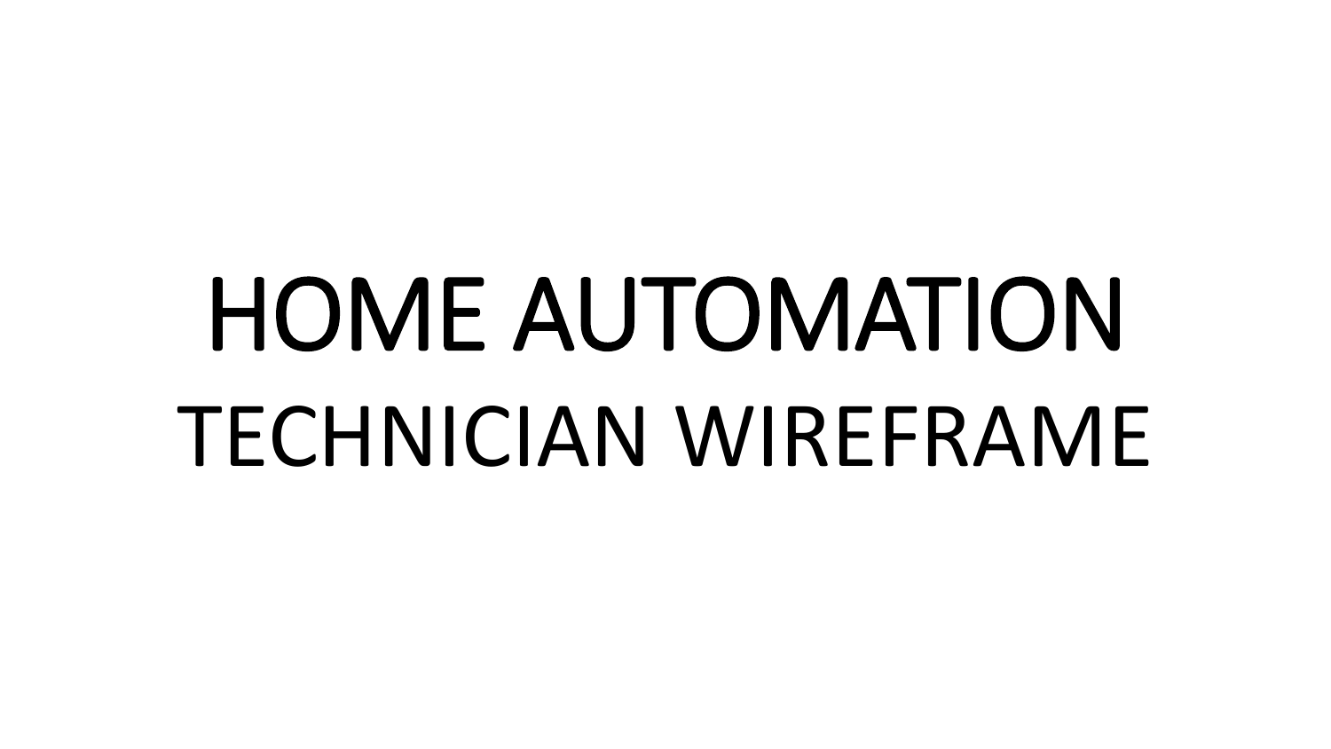# HOME AUTOMATION

## TECHNICIAN WIREFRAME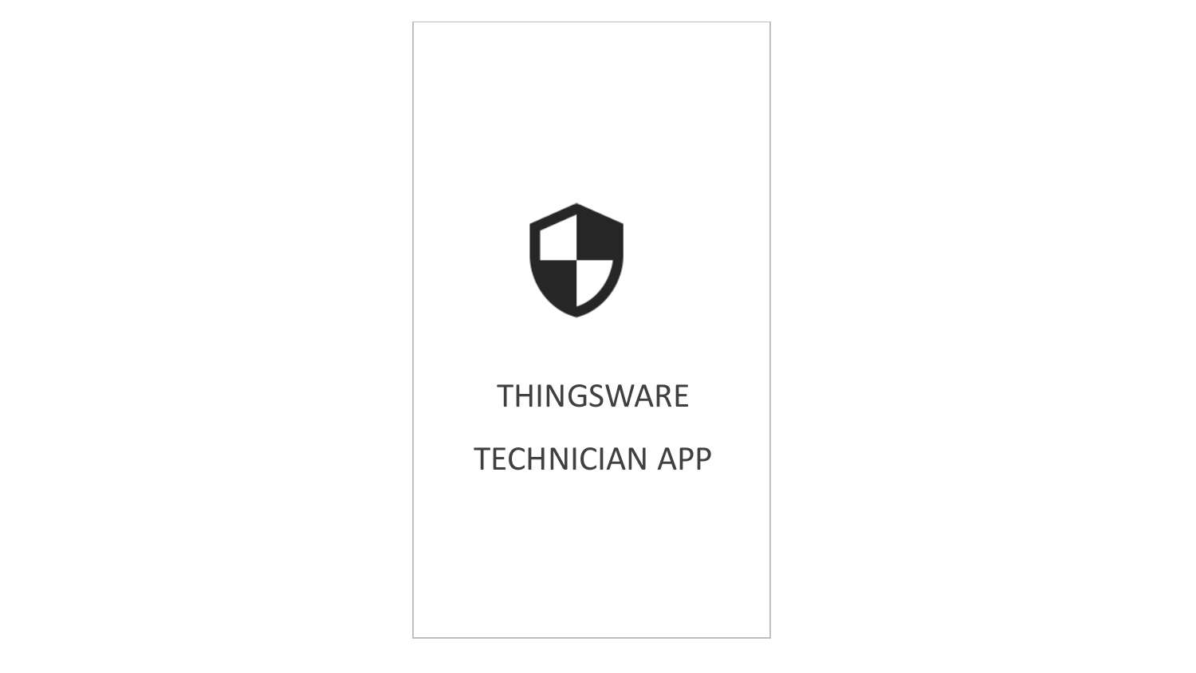THINGSWARE

TECHNICIAN APP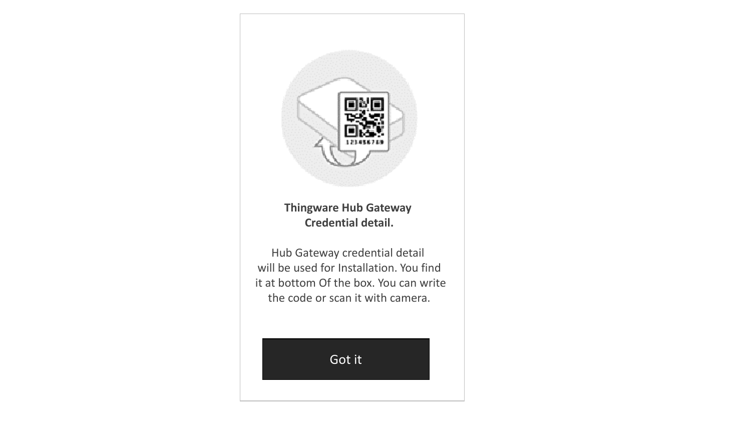**Thingware Hub Gateway
Credential detail.**

Hub Gateway credential detail will be used for Installation. You find it at bottom Of the box. You can write the code or scan it with camera.

Got it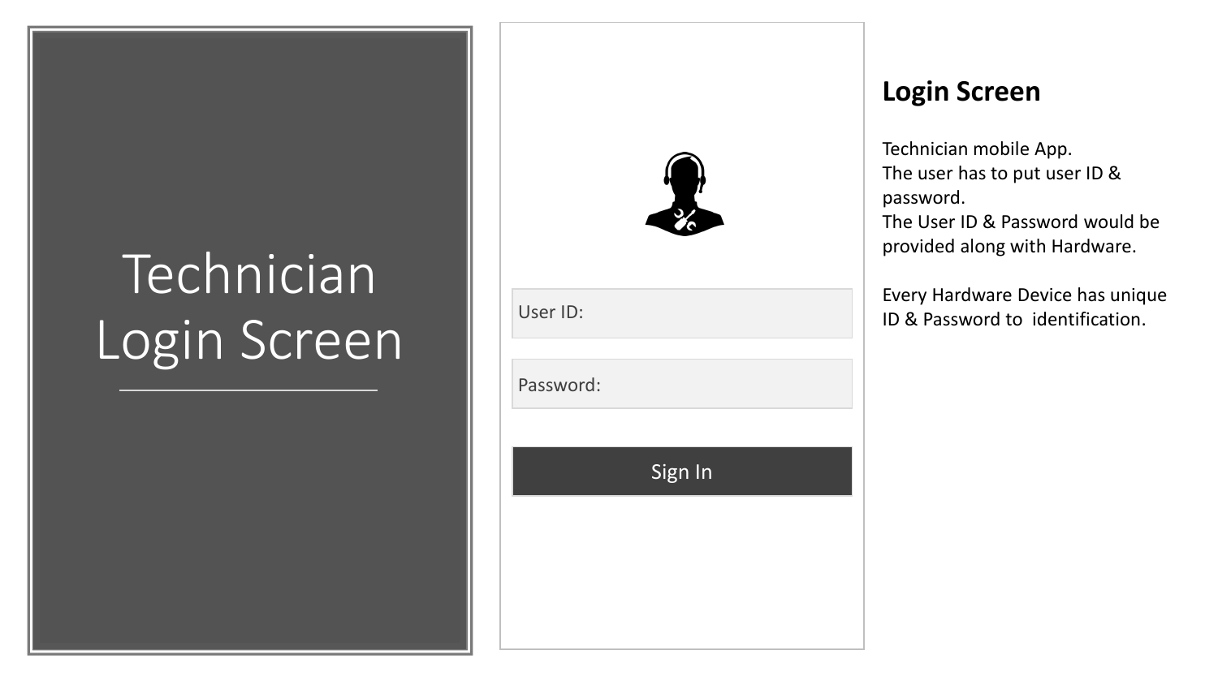# Technician Login Screen

User ID:

Password:

Sign In

## Login Screen

Technician mobile App.
The user has to put user ID & password.
The User ID & Password would be provided along with Hardware.

Every Hardware Device has unique ID & Password to identification.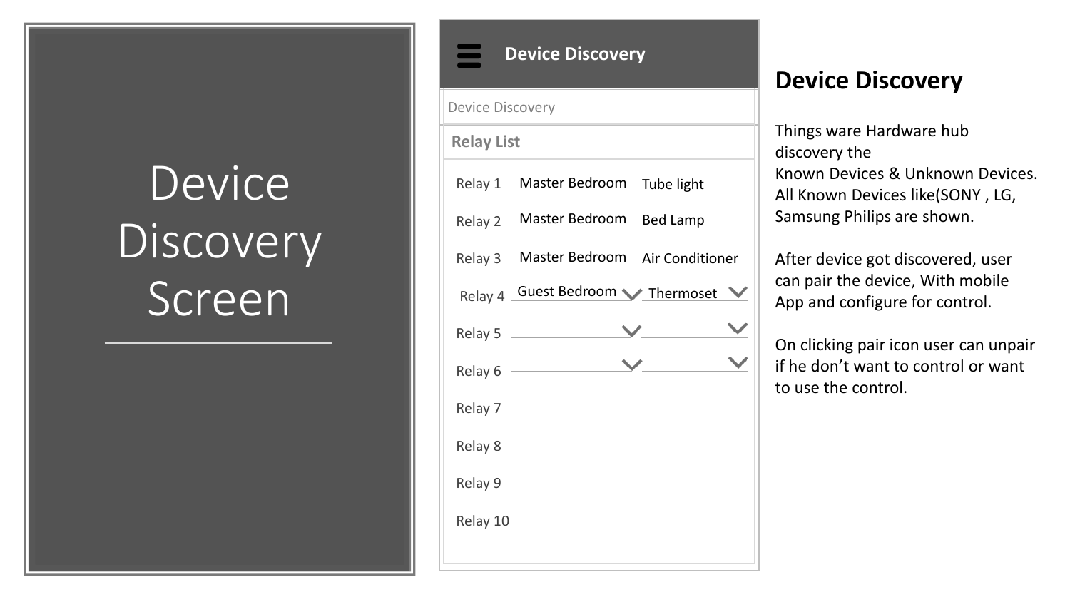# Device Discovery Screen

**Device Discovery**

Device Discovery

**Relay List**

| Relay | Room | Device |
|---|---|---|
| Relay 1 | Master Bedroom | Tube light |
| Relay 2 | Master Bedroom | Bed Lamp |
| Relay 3 | Master Bedroom | Air Conditioner |
| Relay 4 | Guest Bedroom | Thermoset |
| Relay 5 | | |
| Relay 6 | | |
| Relay 7 | | |
| Relay 8 | | |
| Relay 9 | | |
| Relay 10 | | |

## Device Discovery

Things ware Hardware hub discovery the Known Devices & Unknown Devices. All Known Devices like(SONY , LG, Samsung Philips are shown.

After device got discovered, user can pair the device, With mobile App and configure for control.

On clicking pair icon user can unpair if he don't want to control or want to use the control.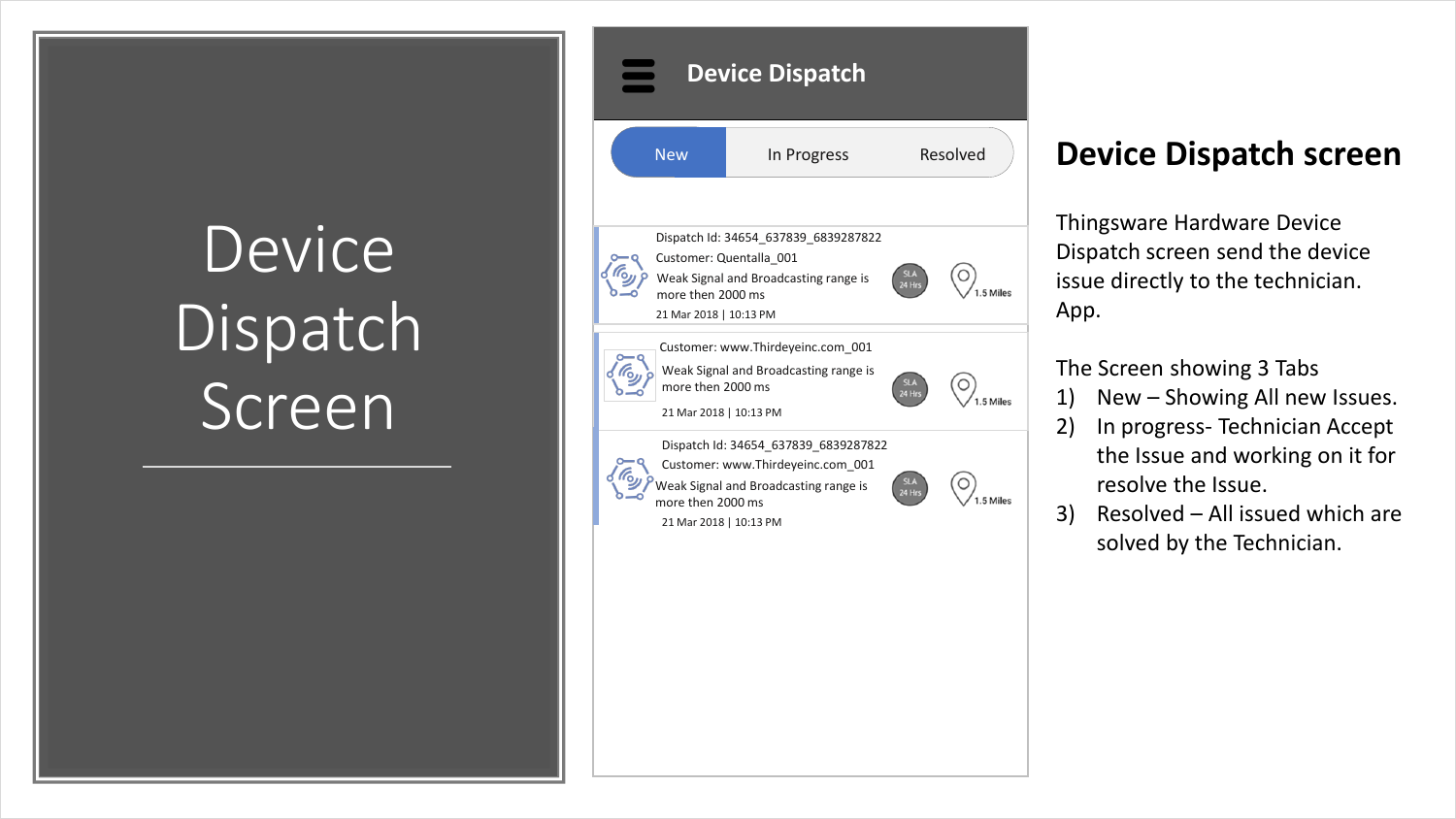# Device Dispatch Screen

Device Dispatch

New | In Progress | Resolved

Dispatch Id: 34654_637839_6839287822
Customer: Quentalla_001
Weak Signal and Broadcasting range is more then 2000 ms
21 Mar 2018 | 10:13 PM
SLA 24 Hrs
1.5 Miles

Customer: www.Thirdeyeinc.com_001
Weak Signal and Broadcasting range is more then 2000 ms
21 Mar 2018 | 10:13 PM
SLA 24 Hrs
1.5 Miles

Dispatch Id: 34654_637839_6839287822
Customer: www.Thirdeyeinc.com_001
Weak Signal and Broadcasting range is more then 2000 ms
21 Mar 2018 | 10:13 PM
SLA 24 Hrs
1.5 Miles

## Device Dispatch screen

Thingsware Hardware Device Dispatch screen send the device issue directly to the technician. App.

The Screen showing 3 Tabs

1) New – Showing All new Issues.
2) In progress- Technician Accept the Issue and working on it for resolve the Issue.
3) Resolved – All issued which are solved by the Technician.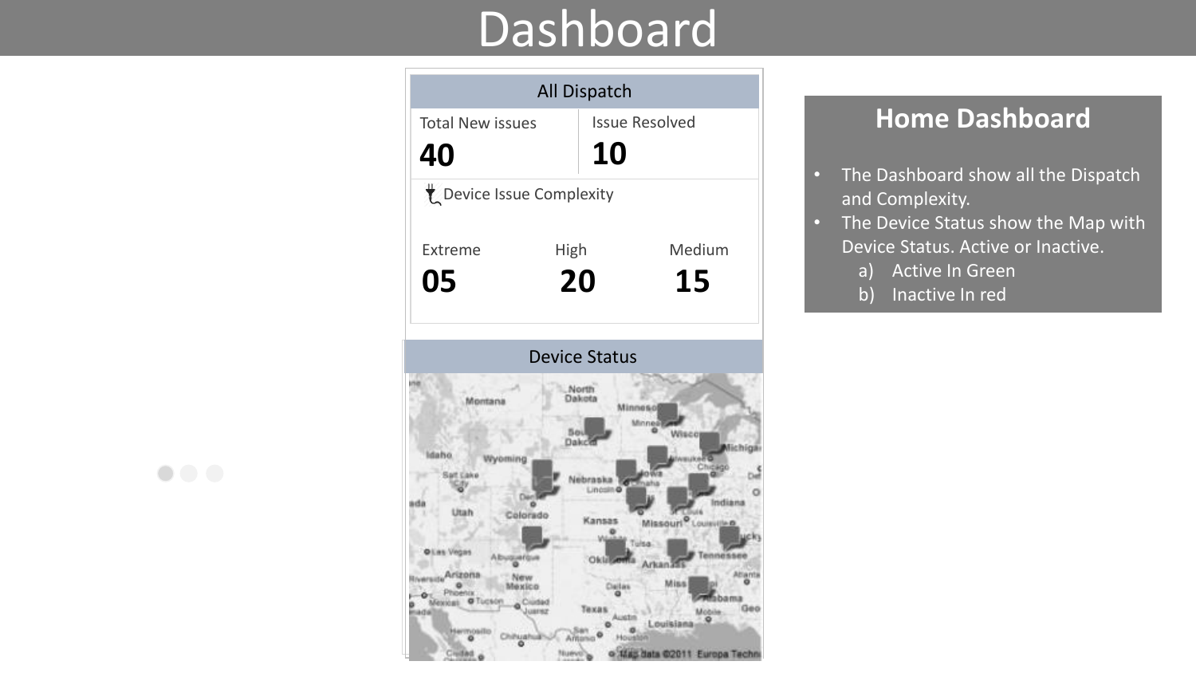# Dashboard

## All Dispatch

Total New issues

**40**

Issue Resolved

**10**

Device Issue Complexity

Extreme

**05**

High

**20**

Medium

**15**

## Device Status

## Home Dashboard

- The Dashboard show all the Dispatch and Complexity.
- The Device Status show the Map with Device Status. Active or Inactive.
  a) Active In Green
  b) Inactive In red